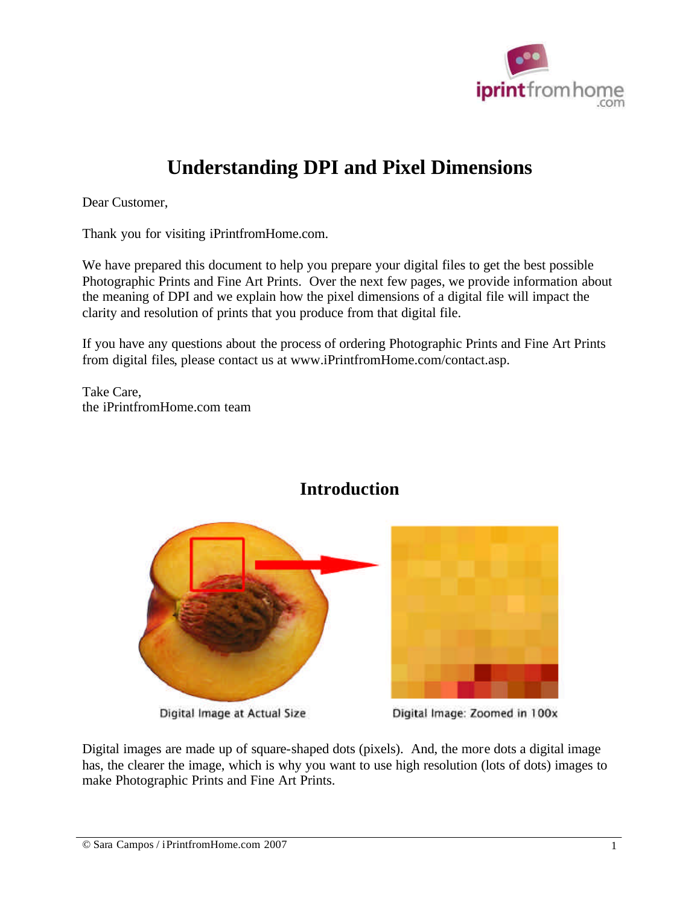# Understanding DPI and Pixel Dimensions

Dear Customer,

Thank you for visiting iPrintfromHome.com.

We have prepared this document to help you prepare your digital files to get the best possible Photographic Prints and Fine Art Prints. Over the next few pages, we provide information about the meaning of DPI and we explain how the pixel dimensions of a digital file will impact the clarity and resolution of prints that you produce from that digital file.

If you have any questions about the process of ordering Photographic Prints and Fine Art Prints from digital files, please contact us at www.iPrintfromHome.com/contact.asp.

Take Care,
the iPrintfromHome.com team

## Introduction

Digital Image at Actual Size

Digital Image: Zoomed in 100x

Digital images are made up of square-shaped dots (pixels). And, the more dots a digital image has, the clearer the image, which is why you want to use high resolution (lots of dots) images to make Photographic Prints and Fine Art Prints.

© Sara Campos / iPrintfromHome.com 2007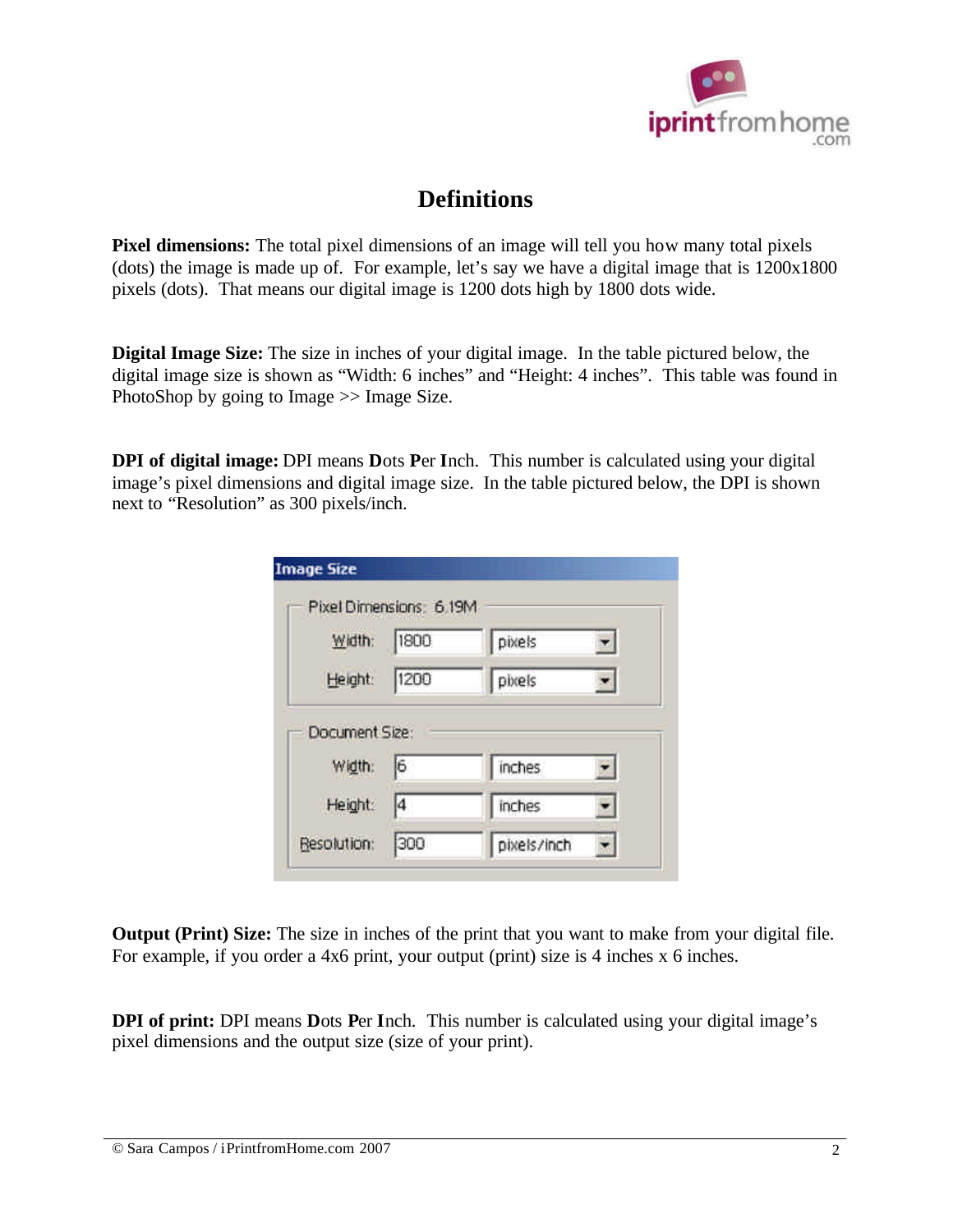# Definitions

**Pixel dimensions:** The total pixel dimensions of an image will tell you how many total pixels (dots) the image is made up of. For example, let's say we have a digital image that is 1200x1800 pixels (dots). That means our digital image is 1200 dots high by 1800 dots wide.

**Digital Image Size:** The size in inches of your digital image. In the table pictured below, the digital image size is shown as "Width: 6 inches" and "Height: 4 inches". This table was found in PhotoShop by going to Image >> Image Size.

**DPI of digital image:** DPI means **D**ots **P**er **I**nch. This number is calculated using your digital image's pixel dimensions and digital image size. In the table pictured below, the DPI is shown next to "Resolution" as 300 pixels/inch.

**Image Size**

Pixel Dimensions: 6.19M

| | | |
|---|---|---|
| Width: | 1800 | pixels |
| Height: | 1200 | pixels |

Document Size:

| | | |
|---|---|---|
| Width: | 6 | inches |
| Height: | 4 | inches |
| Resolution: | 300 | pixels/inch |

**Output (Print) Size:** The size in inches of the print that you want to make from your digital file. For example, if you order a 4x6 print, your output (print) size is 4 inches x 6 inches.

**DPI of print:** DPI means **D**ots **P**er **I**nch. This number is calculated using your digital image's pixel dimensions and the output size (size of your print).

© Sara Campos / iPrintfromHome.com 2007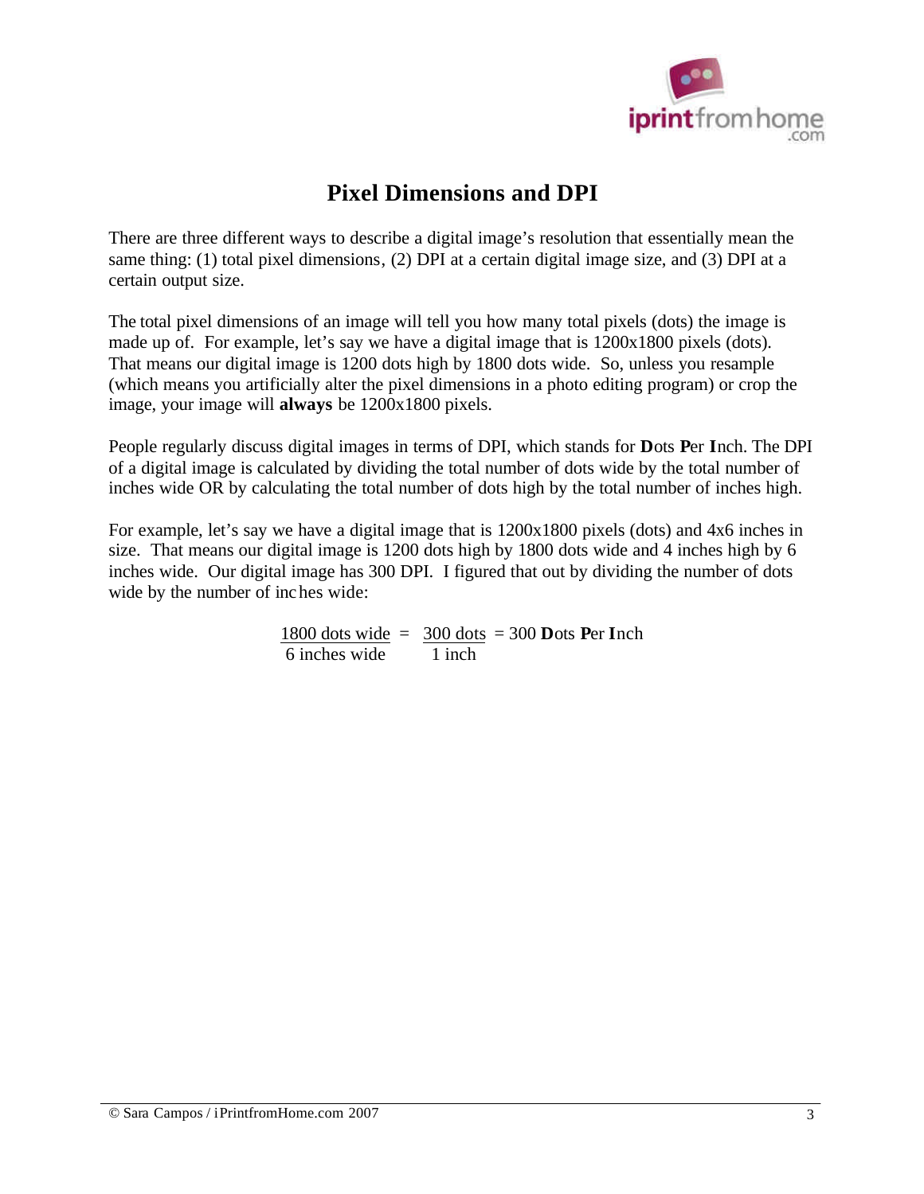# Pixel Dimensions and DPI

There are three different ways to describe a digital image's resolution that essentially mean the same thing: (1) total pixel dimensions, (2) DPI at a certain digital image size, and (3) DPI at a certain output size.

The total pixel dimensions of an image will tell you how many total pixels (dots) the image is made up of. For example, let's say we have a digital image that is 1200x1800 pixels (dots). That means our digital image is 1200 dots high by 1800 dots wide. So, unless you resample (which means you artificially alter the pixel dimensions in a photo editing program) or crop the image, your image will **always** be 1200x1800 pixels.

People regularly discuss digital images in terms of DPI, which stands for **D**ots **P**er **I**nch. The DPI of a digital image is calculated by dividing the total number of dots wide by the total number of inches wide OR by calculating the total number of dots high by the total number of inches high.

For example, let's say we have a digital image that is 1200x1800 pixels (dots) and 4x6 inches in size. That means our digital image is 1200 dots high by 1800 dots wide and 4 inches high by 6 inches wide. Our digital image has 300 DPI. I figured that out by dividing the number of dots wide by the number of inches wide:

$$\frac{\text{1800 dots wide}}{\text{6 inches wide}} = \frac{\text{300 dots}}{\text{1 inch}} = 300 \textbf{ D}\text{ots } \textbf{P}\text{er } \textbf{I}\text{nch}$$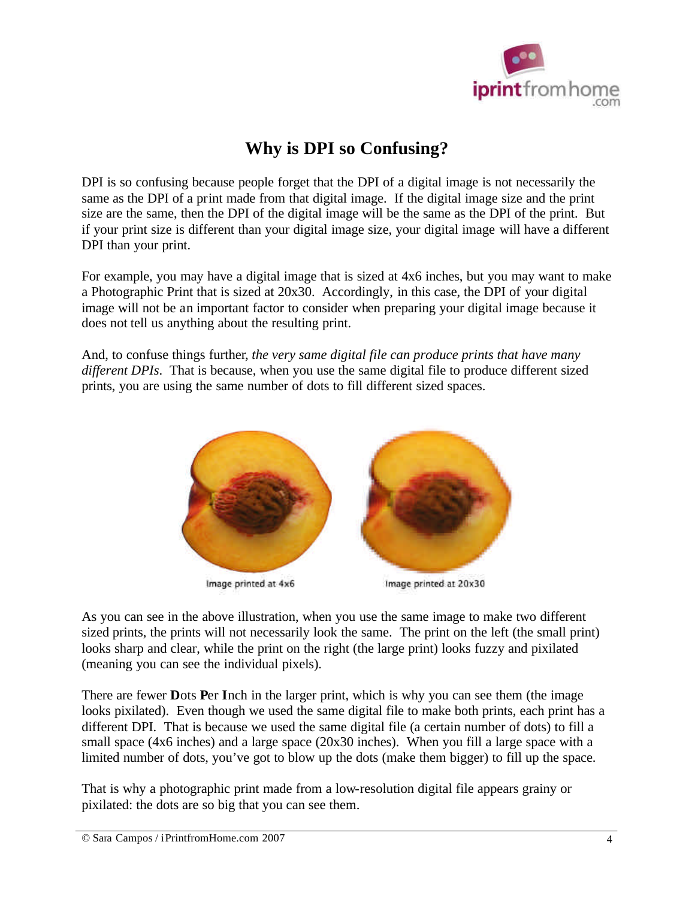# Why is DPI so Confusing?

DPI is so confusing because people forget that the DPI of a digital image is not necessarily the same as the DPI of a print made from that digital image. If the digital image size and the print size are the same, then the DPI of the digital image will be the same as the DPI of the print. But if your print size is different than your digital image size, your digital image will have a different DPI than your print.

For example, you may have a digital image that is sized at 4x6 inches, but you may want to make a Photographic Print that is sized at 20x30. Accordingly, in this case, the DPI of your digital image will not be an important factor to consider when preparing your digital image because it does not tell us anything about the resulting print.

And, to confuse things further, *the very same digital file can produce prints that have many different DPIs*. That is because, when you use the same digital file to produce different sized prints, you are using the same number of dots to fill different sized spaces.

Image printed at 4x6

Image printed at 20x30

As you can see in the above illustration, when you use the same image to make two different sized prints, the prints will not necessarily look the same. The print on the left (the small print) looks sharp and clear, while the print on the right (the large print) looks fuzzy and pixilated (meaning you can see the individual pixels).

There are fewer **D**ots **P**er **I**nch in the larger print, which is why you can see them (the image looks pixilated). Even though we used the same digital file to make both prints, each print has a different DPI. That is because we used the same digital file (a certain number of dots) to fill a small space (4x6 inches) and a large space (20x30 inches). When you fill a large space with a limited number of dots, you've got to blow up the dots (make them bigger) to fill up the space.

That is why a photographic print made from a low-resolution digital file appears grainy or pixilated: the dots are so big that you can see them.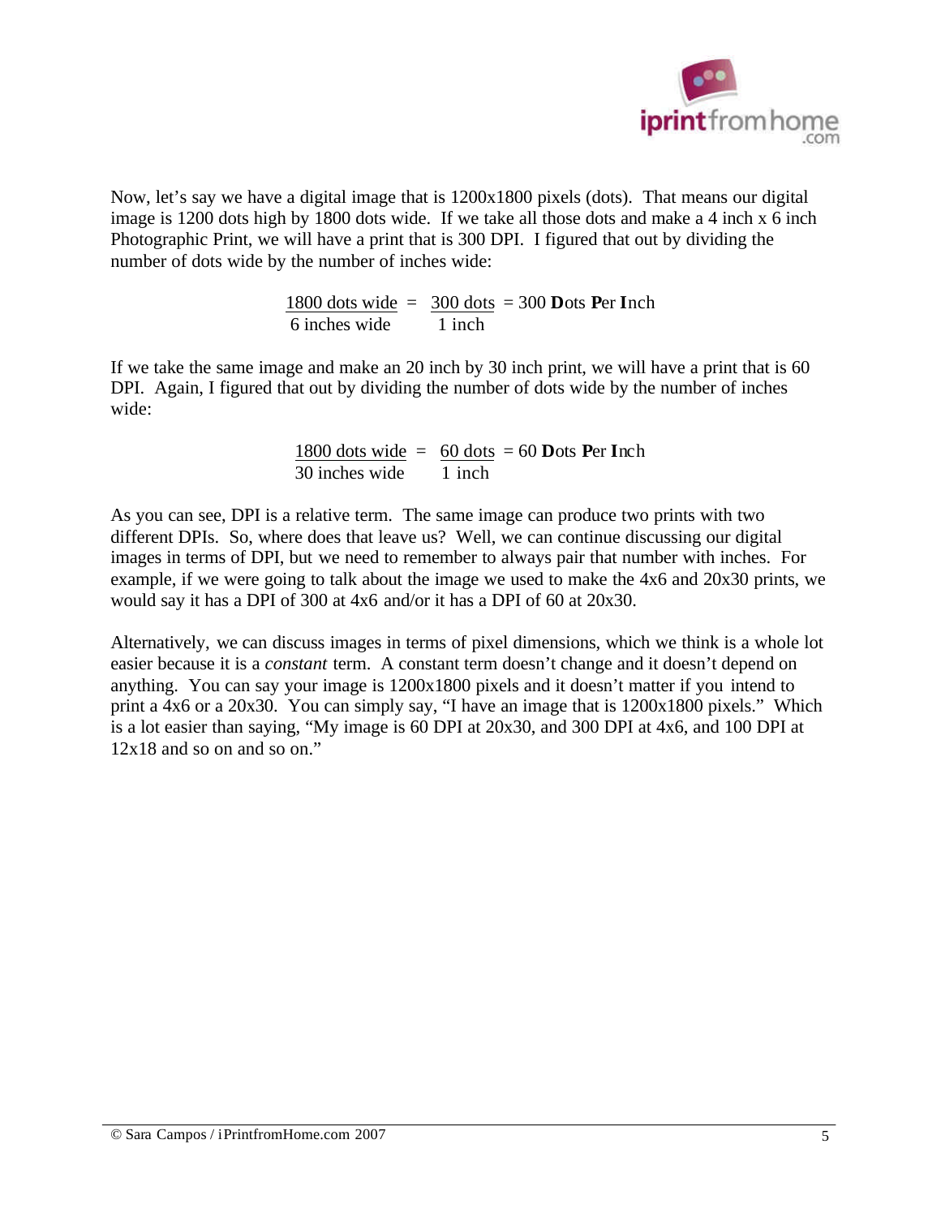Now, let's say we have a digital image that is 1200x1800 pixels (dots). That means our digital image is 1200 dots high by 1800 dots wide. If we take all those dots and make a 4 inch x 6 inch Photographic Print, we will have a print that is 300 DPI. I figured that out by dividing the number of dots wide by the number of inches wide:

$$\frac{\text{1800 dots wide}}{\text{6 inches wide}} = \frac{\text{300 dots}}{\text{1 inch}} = 300 \textbf{ D}\text{ots } \textbf{P}\text{er } \textbf{I}\text{nch}$$

If we take the same image and make an 20 inch by 30 inch print, we will have a print that is 60 DPI. Again, I figured that out by dividing the number of dots wide by the number of inches wide:

$$\frac{\text{1800 dots wide}}{\text{30 inches wide}} = \frac{\text{60 dots}}{\text{1 inch}} = 60 \textbf{ D}\text{ots } \textbf{P}\text{er } \textbf{I}\text{nch}$$

As you can see, DPI is a relative term. The same image can produce two prints with two different DPIs. So, where does that leave us? Well, we can continue discussing our digital images in terms of DPI, but we need to remember to always pair that number with inches. For example, if we were going to talk about the image we used to make the 4x6 and 20x30 prints, we would say it has a DPI of 300 at 4x6 and/or it has a DPI of 60 at 20x30.

Alternatively, we can discuss images in terms of pixel dimensions, which we think is a whole lot easier because it is a *constant* term. A constant term doesn't change and it doesn't depend on anything. You can say your image is 1200x1800 pixels and it doesn't matter if you intend to print a 4x6 or a 20x30. You can simply say, "I have an image that is 1200x1800 pixels." Which is a lot easier than saying, "My image is 60 DPI at 20x30, and 300 DPI at 4x6, and 100 DPI at 12x18 and so on and so on."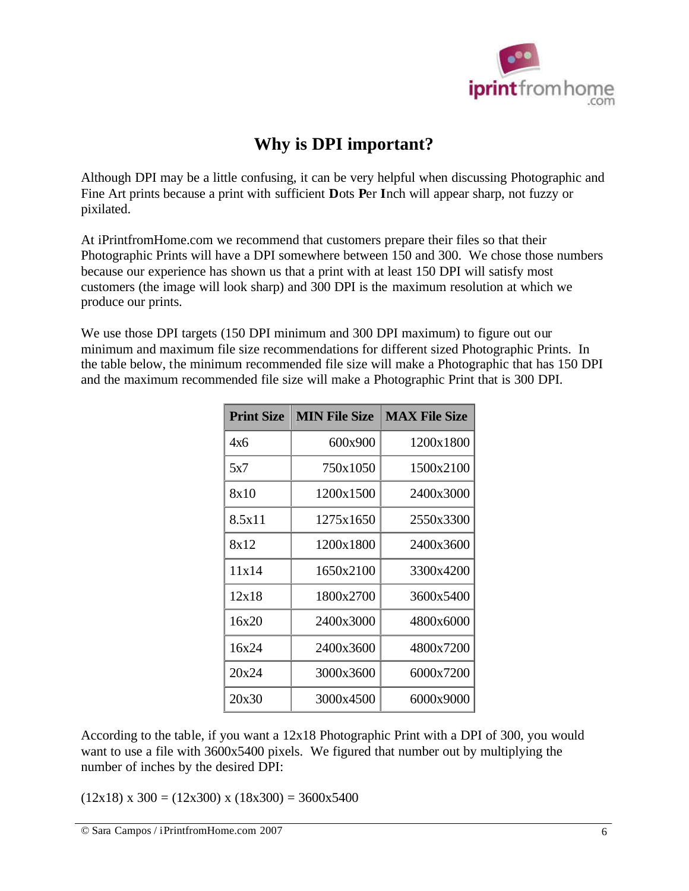# Why is DPI important?

Although DPI may be a little confusing, it can be very helpful when discussing Photographic and Fine Art prints because a print with sufficient **D**ots **P**er **I**nch will appear sharp, not fuzzy or pixilated.

At iPrintfromHome.com we recommend that customers prepare their files so that their Photographic Prints will have a DPI somewhere between 150 and 300. We chose those numbers because our experience has shown us that a print with at least 150 DPI will satisfy most customers (the image will look sharp) and 300 DPI is the maximum resolution at which we produce our prints.

We use those DPI targets (150 DPI minimum and 300 DPI maximum) to figure out our minimum and maximum file size recommendations for different sized Photographic Prints. In the table below, the minimum recommended file size will make a Photographic that has 150 DPI and the maximum recommended file size will make a Photographic Print that is 300 DPI.

| Print Size | MIN File Size | MAX File Size |
|---|---|---|
| 4x6 | 600x900 | 1200x1800 |
| 5x7 | 750x1050 | 1500x2100 |
| 8x10 | 1200x1500 | 2400x3000 |
| 8.5x11 | 1275x1650 | 2550x3300 |
| 8x12 | 1200x1800 | 2400x3600 |
| 11x14 | 1650x2100 | 3300x4200 |
| 12x18 | 1800x2700 | 3600x5400 |
| 16x20 | 2400x3000 | 4800x6000 |
| 16x24 | 2400x3600 | 4800x7200 |
| 20x24 | 3000x3600 | 6000x7200 |
| 20x30 | 3000x4500 | 6000x9000 |

According to the table, if you want a 12x18 Photographic Print with a DPI of 300, you would want to use a file with 3600x5400 pixels. We figured that number out by multiplying the number of inches by the desired DPI:

(12x18) x 300 = (12x300) x (18x300) = 3600x5400

© Sara Campos / iPrintfromHome.com 2007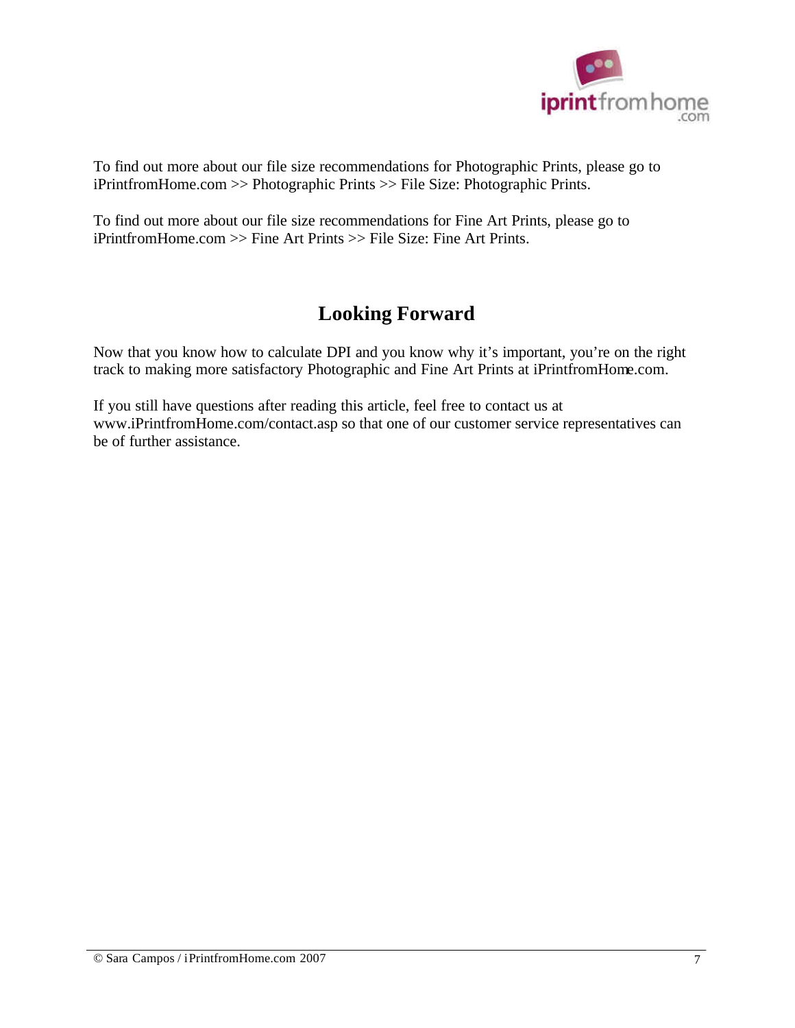To find out more about our file size recommendations for Photographic Prints, please go to iPrintfromHome.com >> Photographic Prints >> File Size: Photographic Prints.

To find out more about our file size recommendations for Fine Art Prints, please go to iPrintfromHome.com >> Fine Art Prints >> File Size: Fine Art Prints.

## Looking Forward

Now that you know how to calculate DPI and you know why it's important, you're on the right track to making more satisfactory Photographic and Fine Art Prints at iPrintfromHome.com.

If you still have questions after reading this article, feel free to contact us at www.iPrintfromHome.com/contact.asp so that one of our customer service representatives can be of further assistance.